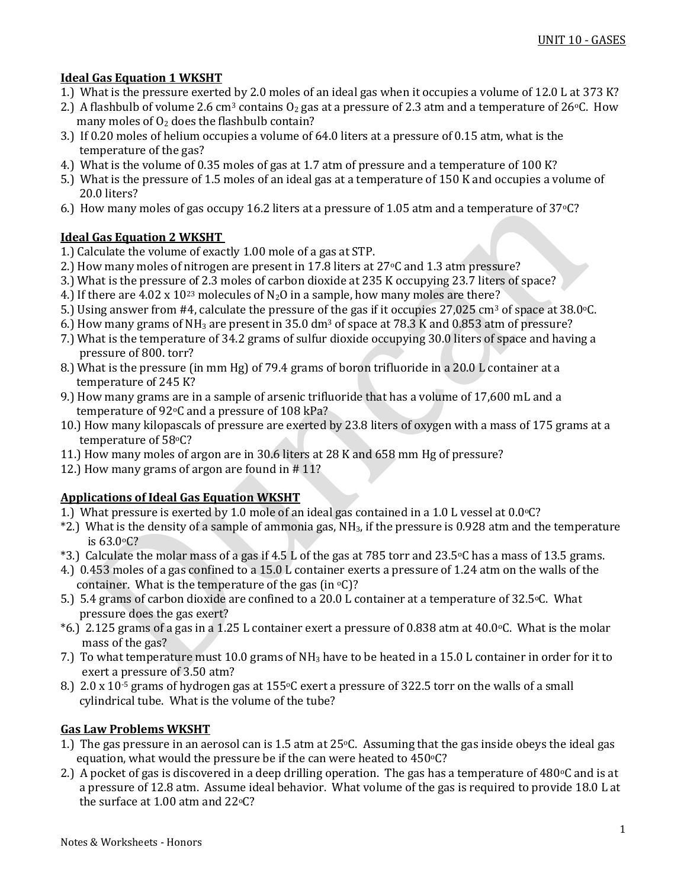## Ideal Gas Equation 1 WKSHT

1.) What is the pressure exerted by 2.0 moles of an ideal gas when it occupies a volume of 12.0 L at 373 K?
2.) A flashbulb of volume 2.6 $cm^3$ contains $O_2$ gas at a pressure of 2.3 atm and a temperature of 26°C. How many moles of $O_2$ does the flashbulb contain?
3.) If 0.20 moles of helium occupies a volume of 64.0 liters at a pressure of 0.15 atm, what is the temperature of the gas?
4.) What is the volume of 0.35 moles of gas at 1.7 atm of pressure and a temperature of 100 K?
5.) What is the pressure of 1.5 moles of an ideal gas at a temperature of 150 K and occupies a volume of 20.0 liters?
6.) How many moles of gas occupy 16.2 liters at a pressure of 1.05 atm and a temperature of 37°C?

## Ideal Gas Equation 2 WKSHT

1.) Calculate the volume of exactly 1.00 mole of a gas at STP.
2.) How many moles of nitrogen are present in 17.8 liters at 27°C and 1.3 atm pressure?
3.) What is the pressure of 2.3 moles of carbon dioxide at 235 K occupying 23.7 liters of space?
4.) If there are $4.02 \times 10^{23}$ molecules of $N_2O$ in a sample, how many moles are there?
5.) Using answer from #4, calculate the pressure of the gas if it occupies 27,025 $cm^3$ of space at 38.0°C.
6.) How many grams of $NH_3$ are present in 35.0 $dm^3$ of space at 78.3 K and 0.853 atm of pressure?
7.) What is the temperature of 34.2 grams of sulfur dioxide occupying 30.0 liters of space and having a pressure of 800. torr?
8.) What is the pressure (in mm Hg) of 79.4 grams of boron trifluoride in a 20.0 L container at a temperature of 245 K?
9.) How many grams are in a sample of arsenic trifluoride that has a volume of 17,600 mL and a temperature of 92°C and a pressure of 108 kPa?
10.) How many kilopascals of pressure are exerted by 23.8 liters of oxygen with a mass of 175 grams at a temperature of 58°C?
11.) How many moles of argon are in 30.6 liters at 28 K and 658 mm Hg of pressure?
12.) How many grams of argon are found in # 11?

## Applications of Ideal Gas Equation WKSHT

1.) What pressure is exerted by 1.0 mole of an ideal gas contained in a 1.0 L vessel at 0.0°C?
*2.) What is the density of a sample of ammonia gas, $NH_3$, if the pressure is 0.928 atm and the temperature is 63.0°C?
*3.) Calculate the molar mass of a gas if 4.5 L of the gas at 785 torr and 23.5°C has a mass of 13.5 grams.
4.) 0.453 moles of a gas confined to a 15.0 L container exerts a pressure of 1.24 atm on the walls of the container. What is the temperature of the gas (in °C)?
5.) 5.4 grams of carbon dioxide are confined to a 20.0 L container at a temperature of 32.5°C. What pressure does the gas exert?
*6.) 2.125 grams of a gas in a 1.25 L container exert a pressure of 0.838 atm at 40.0°C. What is the molar mass of the gas?
7.) To what temperature must 10.0 grams of $NH_3$ have to be heated in a 15.0 L container in order for it to exert a pressure of 3.50 atm?
8.) $2.0 \times 10^{-5}$ grams of hydrogen gas at 155°C exert a pressure of 322.5 torr on the walls of a small cylindrical tube. What is the volume of the tube?

## Gas Law Problems WKSHT

1.) The gas pressure in an aerosol can is 1.5 atm at 25°C. Assuming that the gas inside obeys the ideal gas equation, what would the pressure be if the can were heated to 450°C?
2.) A pocket of gas is discovered in a deep drilling operation. The gas has a temperature of 480°C and is at a pressure of 12.8 atm. Assume ideal behavior. What volume of the gas is required to provide 18.0 L at the surface at 1.00 atm and 22°C?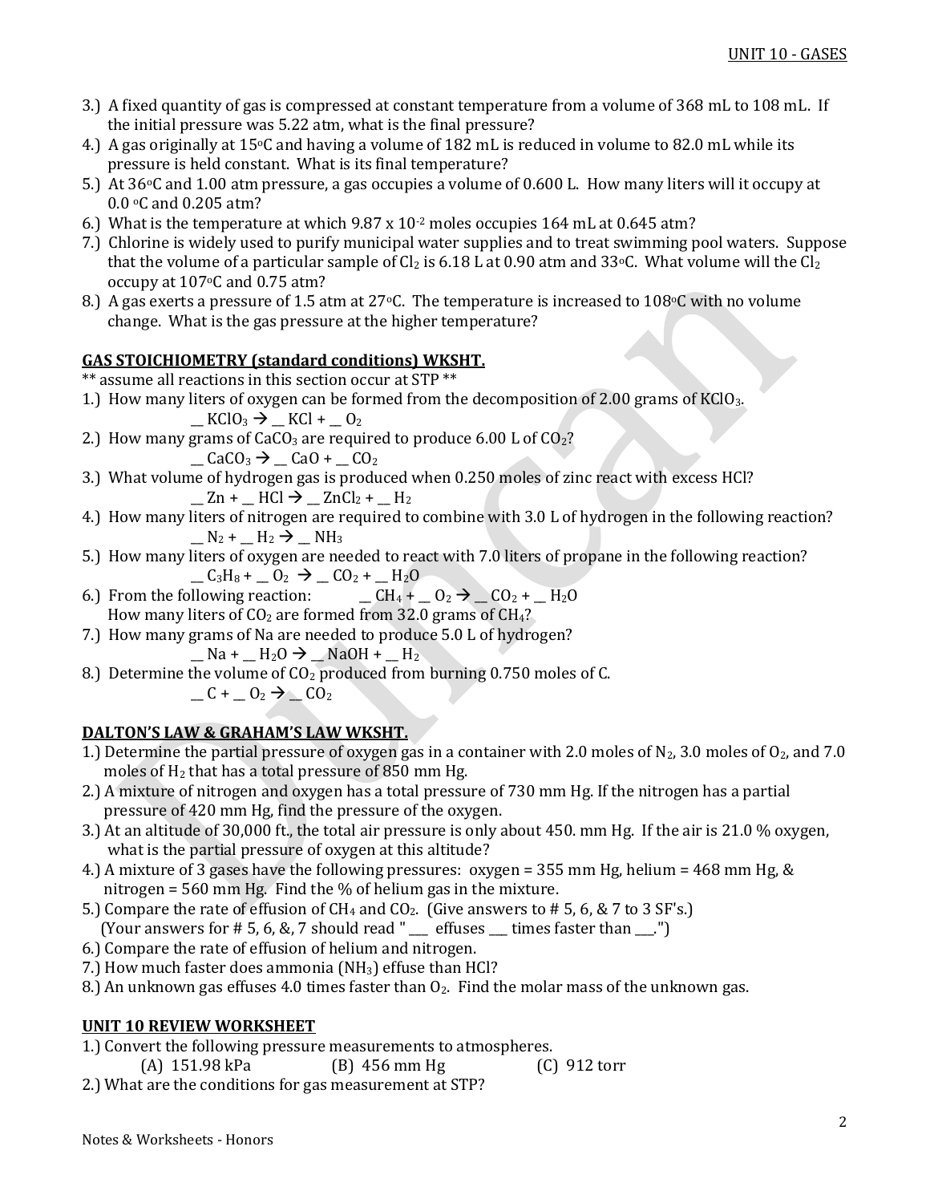3.) A fixed quantity of gas is compressed at constant temperature from a volume of 368 mL to 108 mL. If the initial pressure was 5.22 atm, what is the final pressure?

4.) A gas originally at 15°C and having a volume of 182 mL is reduced in volume to 82.0 mL while its pressure is held constant. What is its final temperature?

5.) At 36°C and 1.00 atm pressure, a gas occupies a volume of 0.600 L. How many liters will it occupy at 0.0 °C and 0.205 atm?

6.) What is the temperature at which $9.87 \times 10^{-2}$ moles occupies 164 mL at 0.645 atm?

7.) Chlorine is widely used to purify municipal water supplies and to treat swimming pool waters. Suppose that the volume of a particular sample of $Cl_2$ is 6.18 L at 0.90 atm and 33°C. What volume will the $Cl_2$ occupy at 107°C and 0.75 atm?

8.) A gas exerts a pressure of 1.5 atm at 27°C. The temperature is increased to 108°C with no volume change. What is the gas pressure at the higher temperature?

## GAS STOICHIOMETRY (standard conditions) WKSHT.

** assume all reactions in this section occur at STP **

1.) How many liters of oxygen can be formed from the decomposition of 2.00 grams of $KClO_3$.

   __ $KClO_3 \rightarrow$ __ $KCl$ + __ $O_2$

2.) How many grams of $CaCO_3$ are required to produce 6.00 L of $CO_2$?

   __ $CaCO_3 \rightarrow$ __ $CaO$ + __ $CO_2$

3.) What volume of hydrogen gas is produced when 0.250 moles of zinc react with excess HCl?

   __ $Zn$ + __ $HCl \rightarrow$ __ $ZnCl_2$ + __ $H_2$

4.) How many liters of nitrogen are required to combine with 3.0 L of hydrogen in the following reaction?

   __ $N_2$ + __ $H_2 \rightarrow$ __ $NH_3$

5.) How many liters of oxygen are needed to react with 7.0 liters of propane in the following reaction?

   __ $C_3H_8$ + __ $O_2 \rightarrow$ __ $CO_2$ + __ $H_2O$

6.) From the following reaction: __ $CH_4$ + __ $O_2 \rightarrow$ __ $CO_2$ + __ $H_2O$
   How many liters of $CO_2$ are formed from 32.0 grams of $CH_4$?

7.) How many grams of Na are needed to produce 5.0 L of hydrogen?

   __ $Na$ + __ $H_2O \rightarrow$ __ $NaOH$ + __ $H_2$

8.) Determine the volume of $CO_2$ produced from burning 0.750 moles of C.

   __ $C$ + __ $O_2 \rightarrow$ __ $CO_2$

## DALTON'S LAW & GRAHAM'S LAW WKSHT.

1.) Determine the partial pressure of oxygen gas in a container with 2.0 moles of $N_2$, 3.0 moles of $O_2$, and 7.0 moles of $H_2$ that has a total pressure of 850 mm Hg.

2.) A mixture of nitrogen and oxygen has a total pressure of 730 mm Hg. If the nitrogen has a partial pressure of 420 mm Hg, find the pressure of the oxygen.

3.) At an altitude of 30,000 ft., the total air pressure is only about 450. mm Hg. If the air is 21.0 % oxygen, what is the partial pressure of oxygen at this altitude?

4.) A mixture of 3 gases have the following pressures: oxygen = 355 mm Hg, helium = 468 mm Hg, & nitrogen = 560 mm Hg. Find the % of helium gas in the mixture.

5.) Compare the rate of effusion of $CH_4$ and $CO_2$. (Give answers to # 5, 6, & 7 to 3 SF's.)
   (Your answers for # 5, 6, &, 7 should read " ___ effuses ___ times faster than ___.")

6.) Compare the rate of effusion of helium and nitrogen.

7.) How much faster does ammonia ($NH_3$) effuse than HCl?

8.) An unknown gas effuses 4.0 times faster than $O_2$. Find the molar mass of the unknown gas.

## UNIT 10 REVIEW WORKSHEET

1.) Convert the following pressure measurements to atmospheres.

   (A) 151.98 kPa  (B) 456 mm Hg  (C) 912 torr

2.) What are the conditions for gas measurement at STP?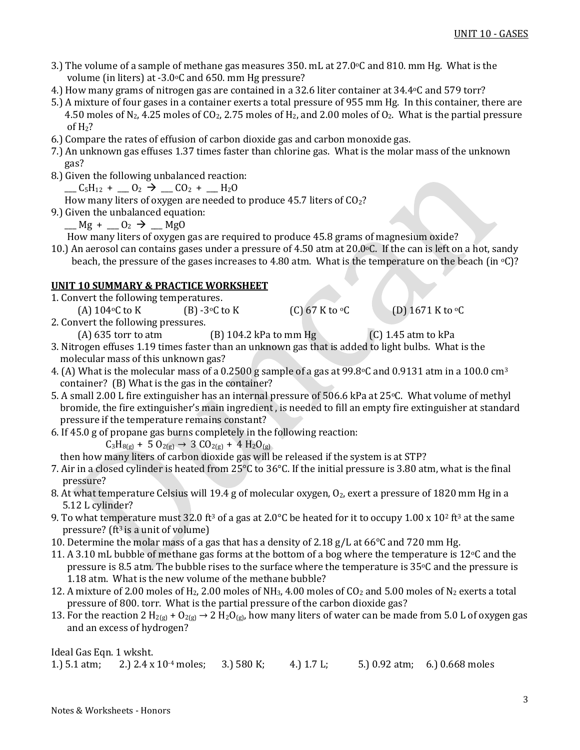3.) The volume of a sample of methane gas measures 350. mL at 27.0°C and 810. mm Hg. What is the volume (in liters) at -3.0°C and 650. mm Hg pressure?

4.) How many grams of nitrogen gas are contained in a 32.6 liter container at 34.4°C and 579 torr?

5.) A mixture of four gases in a container exerts a total pressure of 955 mm Hg. In this container, there are 4.50 moles of $N_2$, 4.25 moles of $CO_2$, 2.75 moles of $H_2$, and 2.00 moles of $O_2$. What is the partial pressure of $H_2$?

6.) Compare the rates of effusion of carbon dioxide gas and carbon monoxide gas.

7.) An unknown gas effuses 1.37 times faster than chlorine gas. What is the molar mass of the unknown gas?

8.) Given the following unbalanced reaction:

___ $C_5H_{12}$ + ___ $O_2$ → ___ $CO_2$ + ___ $H_2O$

How many liters of oxygen are needed to produce 45.7 liters of $CO_2$?

9.) Given the unbalanced equation:

___ Mg + ___ $O_2$ → ___ MgO

How many liters of oxygen gas are required to produce 45.8 grams of magnesium oxide?

10.) An aerosol can contains gases under a pressure of 4.50 atm at 20.0°C. If the can is left on a hot, sandy beach, the pressure of the gases increases to 4.80 atm. What is the temperature on the beach (in °C)?

## UNIT 10 SUMMARY & PRACTICE WORKSHEET

1. Convert the following temperatures.
   (A) 104°C to K (B) -3°C to K (C) 67 K to °C (D) 1671 K to °C
2. Convert the following pressures.
   (A) 635 torr to atm (B) 104.2 kPa to mm Hg (C) 1.45 atm to kPa
3. Nitrogen effuses 1.19 times faster than an unknown gas that is added to light bulbs. What is the molecular mass of this unknown gas?
4. (A) What is the molecular mass of a 0.2500 g sample of a gas at 99.8°C and 0.9131 atm in a 100.0 $cm^3$ container? (B) What is the gas in the container?
5. A small 2.00 L fire extinguisher has an internal pressure of 506.6 kPa at 25°C. What volume of methyl bromide, the fire extinguisher's main ingredient , is needed to fill an empty fire extinguisher at standard pressure if the temperature remains constant?
6. If 45.0 g of propane gas burns completely in the following reaction:

   $$C_3H_{8(g)} + 5\ O_{2(g)} \rightarrow 3\ CO_{2(g)} + 4\ H_2O_{(g)}$$

   then how many liters of carbon dioxide gas will be released if the system is at STP?
7. Air in a closed cylinder is heated from 25°C to 36°C. If the initial pressure is 3.80 atm, what is the final pressure?
8. At what temperature Celsius will 19.4 g of molecular oxygen, $O_2$, exert a pressure of 1820 mm Hg in a 5.12 L cylinder?
9. To what temperature must 32.0 $ft^3$ of a gas at 2.0°C be heated for it to occupy $1.00 \times 10^2$ $ft^3$ at the same pressure? ($ft^3$ is a unit of volume)
10. Determine the molar mass of a gas that has a density of 2.18 g/L at 66°C and 720 mm Hg.
11. A 3.10 mL bubble of methane gas forms at the bottom of a bog where the temperature is 12°C and the pressure is 8.5 atm. The bubble rises to the surface where the temperature is 35°C and the pressure is 1.18 atm. What is the new volume of the methane bubble?
12. A mixture of 2.00 moles of $H_2$, 2.00 moles of $NH_3$, 4.00 moles of $CO_2$ and 5.00 moles of $N_2$ exerts a total pressure of 800. torr. What is the partial pressure of the carbon dioxide gas?
13. For the reaction $2\ H_{2(g)} + O_{2(g)} \rightarrow 2\ H_2O_{(g)}$, how many liters of water can be made from 5.0 L of oxygen gas and an excess of hydrogen?

Ideal Gas Eqn. 1 wksht.

1.) 5.1 atm; 2.) $2.4 \times 10^{-4}$ moles; 3.) 580 K; 4.) 1.7 L; 5.) 0.92 atm; 6.) 0.668 moles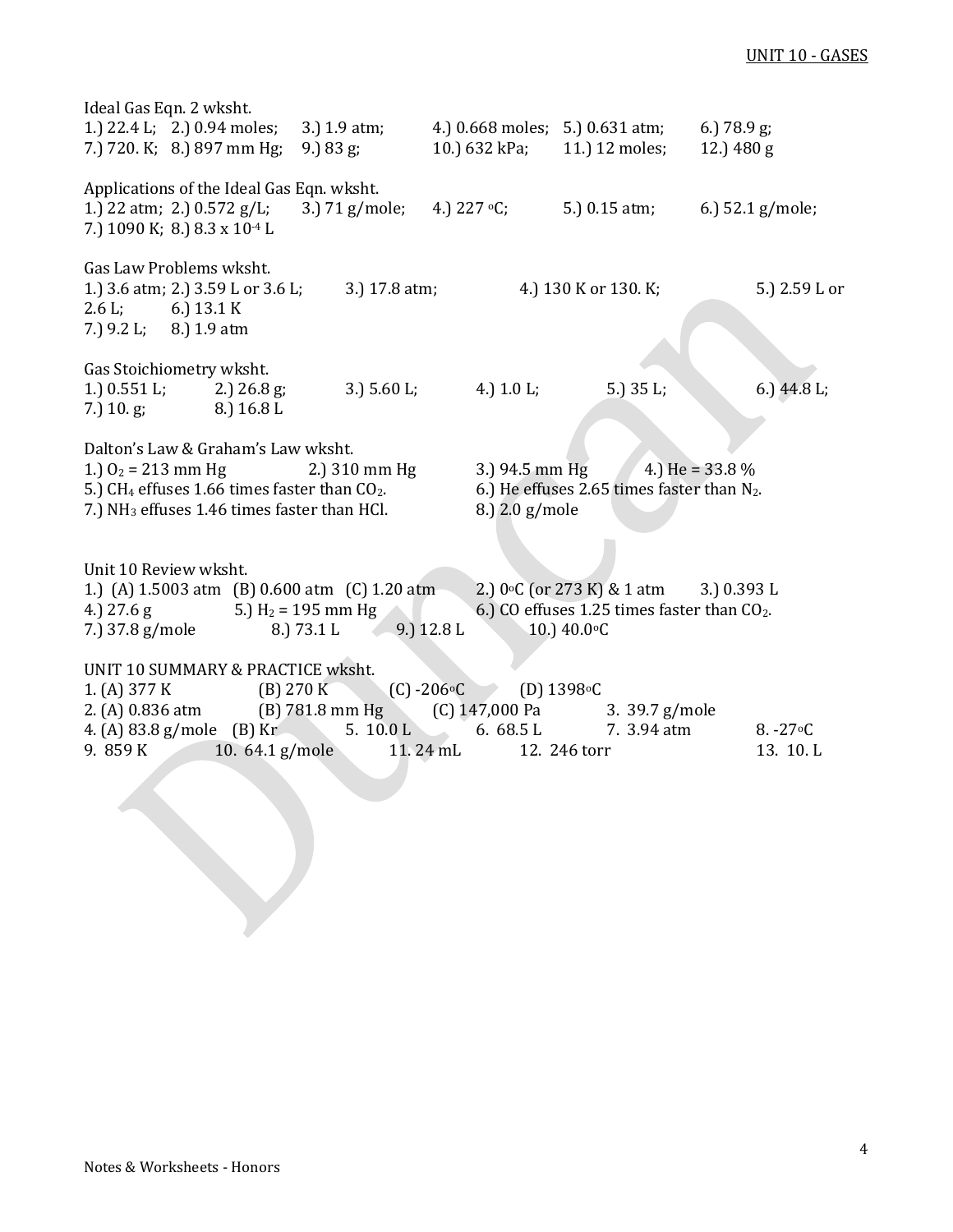Ideal Gas Eqn. 2 wksht.

1.) 22.4 L; 2.) 0.94 moles; 3.) 1.9 atm; 4.) 0.668 moles; 5.) 0.631 atm; 6.) 78.9 g;
7.) 720. K; 8.) 897 mm Hg; 9.) 83 g; 10.) 632 kPa; 11.) 12 moles; 12.) 480 g

Applications of the Ideal Gas Eqn. wksht.

1.) 22 atm; 2.) 0.572 g/L; 3.) 71 g/mole; 4.) 227 $^oC$; 5.) 0.15 atm; 6.) 52.1 g/mole;
7.) 1090 K; 8.) $8.3 \times 10^{-4}$ L

Gas Law Problems wksht.

1.) 3.6 atm; 2.) 3.59 L or 3.6 L; 3.) 17.8 atm; 4.) 130 K or 130. K; 5.) 2.59 L or 2.6 L; 6.) 13.1 K
7.) 9.2 L; 8.) 1.9 atm

Gas Stoichiometry wksht.

1.) 0.551 L; 2.) 26.8 g; 3.) 5.60 L; 4.) 1.0 L; 5.) 35 L; 6.) 44.8 L;
7.) 10. g; 8.) 16.8 L

Dalton's Law & Graham's Law wksht.

1.) $O_2$ = 213 mm Hg 2.) 310 mm Hg 3.) 94.5 mm Hg 4.) He = 33.8 %
5.) $CH_4$ effuses 1.66 times faster than $CO_2$. 6.) He effuses 2.65 times faster than $N_2$.
7.) $NH_3$ effuses 1.46 times faster than HCl. 8.) 2.0 g/mole

Unit 10 Review wksht.

1.) (A) 1.5003 atm (B) 0.600 atm (C) 1.20 atm 2.) 0$^oC$ (or 273 K) & 1 atm 3.) 0.393 L
4.) 27.6 g 5.) $H_2$ = 195 mm Hg 6.) CO effuses 1.25 times faster than $CO_2$.
7.) 37.8 g/mole 8.) 73.1 L 9.) 12.8 L 10.) 40.0$^oC$

UNIT 10 SUMMARY & PRACTICE wksht.

1. (A) 377 K (B) 270 K (C) -206$^oC$ (D) 1398$^oC$
2. (A) 0.836 atm (B) 781.8 mm Hg (C) 147,000 Pa 3. 39.7 g/mole
4. (A) 83.8 g/mole (B) Kr 5. 10.0 L 6. 68.5 L 7. 3.94 atm 8. -27$^oC$
9. 859 K 10. 64.1 g/mole 11. 24 mL 12. 246 torr 13. 10. L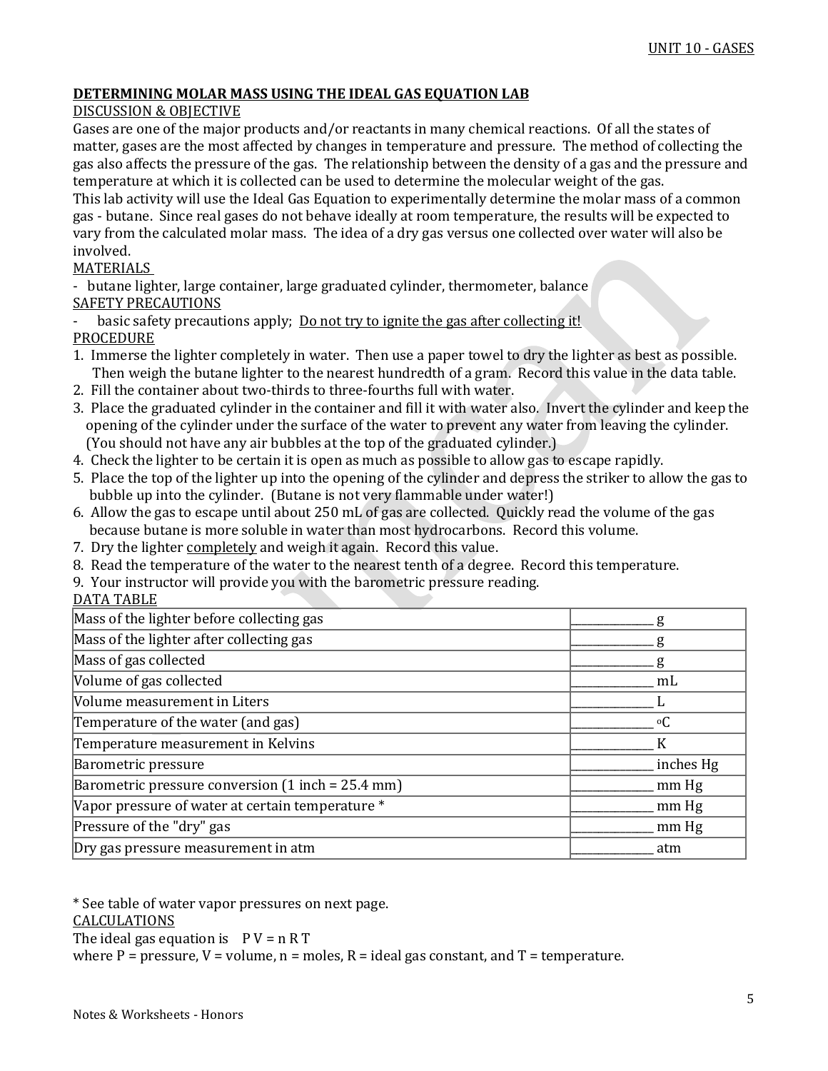## DETERMINING MOLAR MASS USING THE IDEAL GAS EQUATION LAB

### DISCUSSION & OBJECTIVE

Gases are one of the major products and/or reactants in many chemical reactions. Of all the states of matter, gases are the most affected by changes in temperature and pressure. The method of collecting the gas also affects the pressure of the gas. The relationship between the density of a gas and the pressure and temperature at which it is collected can be used to determine the molecular weight of the gas.

This lab activity will use the Ideal Gas Equation to experimentally determine the molar mass of a common gas - butane. Since real gases do not behave ideally at room temperature, the results will be expected to vary from the calculated molar mass. The idea of a dry gas versus one collected over water will also be involved.

### MATERIALS

- butane lighter, large container, large graduated cylinder, thermometer, balance

### SAFETY PRECAUTIONS

- basic safety precautions apply; Do not try to ignite the gas after collecting it!

### PROCEDURE

1. Immerse the lighter completely in water. Then use a paper towel to dry the lighter as best as possible. Then weigh the butane lighter to the nearest hundredth of a gram. Record this value in the data table.
2. Fill the container about two-thirds to three-fourths full with water.
3. Place the graduated cylinder under the container and fill it with water also. Invert the cylinder and keep the opening of the cylinder under the surface of the water to prevent any water from leaving the cylinder. (You should not have any air bubbles at the top of the graduated cylinder.)
4. Check the lighter to be certain it is open as much as possible to allow gas to escape rapidly.
5. Place the top of the lighter up into the opening of the cylinder and depress the striker to allow the gas to bubble up into the cylinder. (Butane is not very flammable under water!)
6. Allow the gas to escape until about 250 mL of gas are collected. Quickly read the volume of the gas because butane is more soluble in water than most hydrocarbons. Record this volume.
7. Dry the lighter completely and weigh it again. Record this value.
8. Read the temperature of the water to the nearest tenth of a degree. Record this temperature.
9. Your instructor will provide you with the barometric pressure reading.

### DATA TABLE

| | |
|---|---|
| Mass of the lighter before collecting gas | ______ g |
| Mass of the lighter after collecting gas | ______ g |
| Mass of gas collected | ______ g |
| Volume of gas collected | ______ mL |
| Volume measurement in Liters | ______ L |
| Temperature of the water (and gas) | ______ °C |
| Temperature measurement in Kelvins | ______ K |
| Barometric pressure | ______ inches Hg |
| Barometric pressure conversion (1 inch = 25.4 mm) | ______ mm Hg |
| Vapor pressure of water at certain temperature * | ______ mm Hg |
| Pressure of the "dry" gas | ______ mm Hg |
| Dry gas pressure measurement in atm | ______ atm |

* See table of water vapor pressures on next page.

### CALCULATIONS

The ideal gas equation is $PV = nRT$

where P = pressure, V = volume, n = moles, R = ideal gas constant, and T = temperature.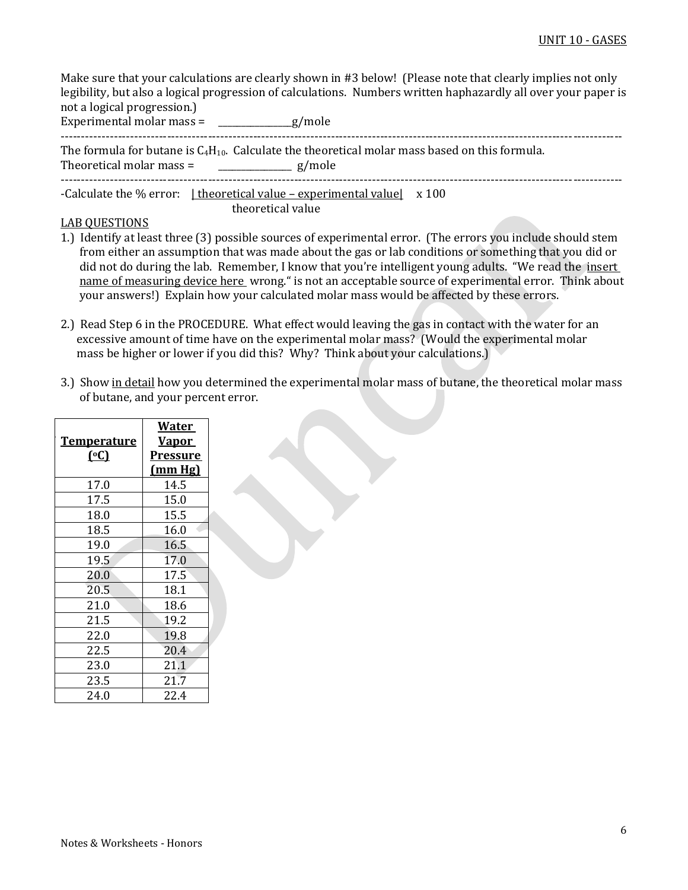Make sure that your calculations are clearly shown in #3 below! (Please note that clearly implies not only legibility, but also a logical progression of calculations. Numbers written haphazardly all over your paper is not a logical progression.)

Experimental molar mass = _______________g/mole

---

The formula for butane is $C_4H_{10}$. Calculate the theoretical molar mass based on this formula.

Theoretical molar mass = _______________ g/mole

---

-Calculate the % error: $\frac{|\text{theoretical value} - \text{experimental value}|}{\text{theoretical value}} \times 100$

LAB QUESTIONS

1.) Identify at least three (3) possible sources of experimental error. (The errors you include should stem from either an assumption that was made about the gas or lab conditions or something that you did or did not do during the lab. Remember, I know that you're intelligent young adults. "We read the insert name of measuring device here wrong." is not an acceptable source of experimental error. Think about your answers!) Explain how your calculated molar mass would be affected by these errors.

2.) Read Step 6 in the PROCEDURE. What effect would leaving the gas in contact with the water for an excessive amount of time have on the experimental molar mass? (Would the experimental molar mass be higher or lower if you did this? Why? Think about your calculations.)

3.) Show in detail how you determined the experimental molar mass of butane, the theoretical molar mass of butane, and your percent error.

| Temperature (°C) | Water Vapor Pressure (mm Hg) |
|---|---|
| 17.0 | 14.5 |
| 17.5 | 15.0 |
| 18.0 | 15.5 |
| 18.5 | 16.0 |
| 19.0 | 16.5 |
| 19.5 | 17.0 |
| 20.0 | 17.5 |
| 20.5 | 18.1 |
| 21.0 | 18.6 |
| 21.5 | 19.2 |
| 22.0 | 19.8 |
| 22.5 | 20.4 |
| 23.0 | 21.1 |
| 23.5 | 21.7 |
| 24.0 | 22.4 |